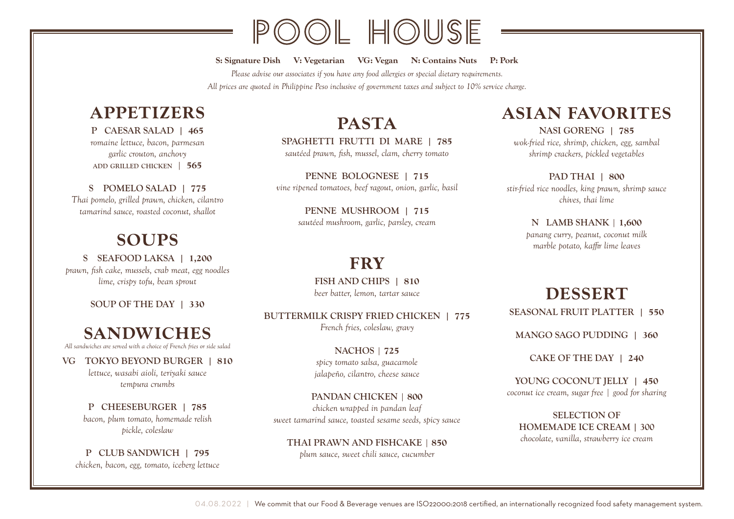# POOL HOUSE

**S: Signature Dish** **V: Vegetarian** **VG: Vegan** **N: Contains Nuts** **P: Pork**

*Please advise our associates if you have any food allergies or special dietary requirements.*

*All prices are quoted in Philippine Peso inclusive of government taxes and subject to 10% service charge.*

## APPETIZERS

**P CAESAR SALAD | 465**
*romaine lettuce, bacon, parmesan garlic crouton, anchovy*
ADD GRILLED CHICKEN | **565**

**S POMELO SALAD | 775**
*Thai pomelo, grilled prawn, chicken, cilantro tamarind sauce, roasted coconut, shallot*

## SOUPS

**S SEAFOOD LAKSA | 1,200**
*prawn, fish cake, mussels, crab meat, egg noodles lime, crispy tofu, bean sprout*

**SOUP OF THE DAY | 330**

## SANDWICHES

*All sandwiches are served with a choice of French fries or side salad*

**VG TOKYO BEYOND BURGER | 810**
*lettuce, wasabi aioli, teriyaki sauce tempura crumbs*

**P CHEESEBURGER | 785**
*bacon, plum tomato, homemade relish pickle, coleslaw*

**P CLUB SANDWICH | 795**
*chicken, bacon, egg, tomato, iceberg lettuce*

## PASTA

**SPAGHETTI FRUTTI DI MARE | 785**
*sautéed prawn, fish, mussel, clam, cherry tomato*

**PENNE BOLOGNESE | 715**
*vine ripened tomatoes, beef ragout, onion, garlic, basil*

**PENNE MUSHROOM | 715**
*sautéed mushroom, garlic, parsley, cream*

## FRY

**FISH AND CHIPS | 810**
*beer batter, lemon, tartar sauce*

**BUTTERMILK CRISPY FRIED CHICKEN | 775**
*French fries, coleslaw, gravy*

**NACHOS | 725**
*spicy tomato salsa, guacamole jalapeño, cilantro, cheese sauce*

**PANDAN CHICKEN | 800**
*chicken wrapped in pandan leaf sweet tamarind sauce, toasted sesame seeds, spicy sauce*

**THAI PRAWN AND FISHCAKE | 850**
*plum sauce, sweet chili sauce, cucumber*

## ASIAN FAVORITES

**NASI GORENG | 785**
*wok-fried rice, shrimp, chicken, egg, sambal shrimp crackers, pickled vegetables*

**PAD THAI | 800**
*stir-fried rice noodles, king prawn, shrimp sauce chives, thai lime*

**N LAMB SHANK | 1,600**
*panang curry, peanut, coconut milk marble potato, kaffir lime leaves*

## DESSERT

**SEASONAL FRUIT PLATTER | 550**

**MANGO SAGO PUDDING | 360**

**CAKE OF THE DAY | 240**

**YOUNG COCONUT JELLY | 450**
*coconut ice cream, sugar free | good for sharing*

**SELECTION OF HOMEMADE ICE CREAM | 300**
*chocolate, vanilla, strawberry ice cream*

04.08.2022 | We commit that our Food & Beverage venues are ISO22000:2018 certified, an internationally recognized food safety management system.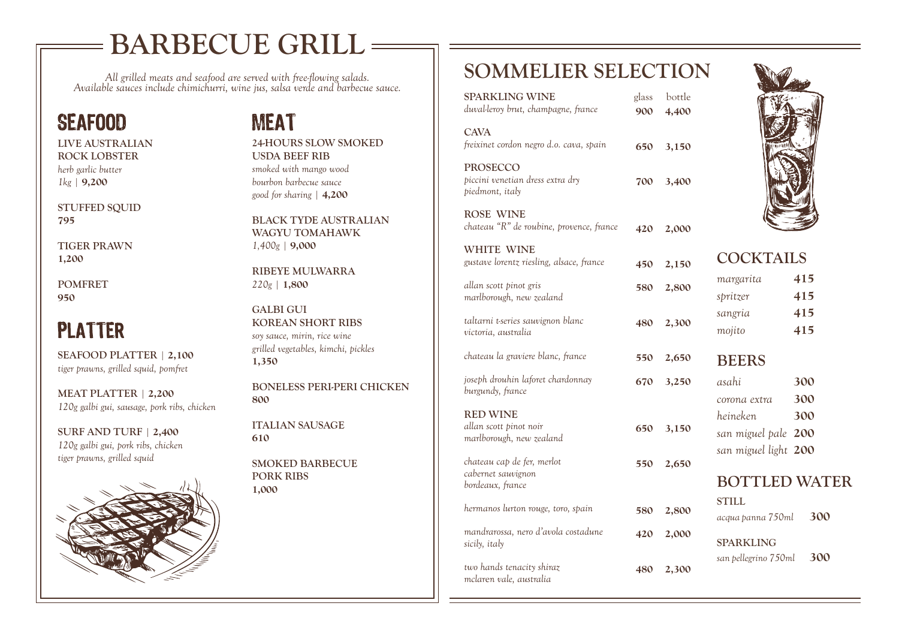# BARBECUE GRILL

*All grilled meats and seafood are served with free-flowing salads.*
*Available sauces include chimichurri, wine jus, salsa verde and barbecue sauce.*

## SEAFOOD

**LIVE AUSTRALIAN ROCK LOBSTER**
*herb garlic butter*
*1kg* | **9,200**

**STUFFED SQUID**
**795**

**TIGER PRAWN**
**1,200**

**POMFRET**
**950**

## PLATTER

**SEAFOOD PLATTER | 2,100**
*tiger prawns, grilled squid, pomfret*

**MEAT PLATTER | 2,200**
*120g galbi gui, sausage, pork ribs, chicken*

**SURF AND TURF | 2,400**
*120g galbi gui, pork ribs, chicken tiger prawns, grilled squid*

## MEAT

**24-HOURS SLOW SMOKED USDA BEEF RIB**
*smoked with mango wood*
*bourbon barbecue sauce*
*good for sharing* | **4,200**

**BLACK TYDE AUSTRALIAN WAGYU TOMAHAWK**
*1,400g* | **9,000**

**RIBEYE MULWARRA**
*220g* | **1,800**

**GALBI GUI KOREAN SHORT RIBS**
*soy sauce, mirin, rice wine*
*grilled vegetables, kimchi, pickles*
**1,350**

**BONELESS PERI-PERI CHICKEN**
**800**

**ITALIAN SAUSAGE**
**610**

**SMOKED BARBECUE PORK RIBS**
**1,000**

# SOMMELIER SELECTION

| | glass | bottle |
|---|---|---|
| **SPARKLING WINE** | | |
| *duval-leroy brut, champagne, france* | 900 | 4,400 |
| **CAVA** | | |
| *freixinet cordon negro d.o. cava, spain* | 650 | 3,150 |
| **PROSECCO** | | |
| *piccini venetian dress extra dry piedmont, italy* | 700 | 3,400 |
| **ROSE WINE** | | |
| *chateau "R" de roubine, provence, france* | 420 | 2,000 |
| **WHITE WINE** | | |
| *gustave lorentz riesling, alsace, france* | 450 | 2,150 |
| *allan scott pinot gris marlborough, new zealand* | 580 | 2,800 |
| *taltarni t-series sauvignon blanc victoria, australia* | 480 | 2,300 |
| *chateau la graviere blanc, france* | 550 | 2,650 |
| *joseph drouhin laforet chardonnay burgundy, france* | 670 | 3,250 |
| **RED WINE** | | |
| *allan scott pinot noir marlborough, new zealand* | 650 | 3,150 |
| *chateau cap de fer, merlot cabernet sauvignon bordeaux, france* | 550 | 2,650 |
| *hermanos lurton rouge, toro, spain* | 580 | 2,800 |
| *mandrarossa, nero d'avola costadune sicily, italy* | 420 | 2,000 |
| *two hands tenacity shiraz mclaren vale, australia* | 480 | 2,300 |

## COCKTAILS

| | |
|---|---|
| *margarita* | **415** |
| *spritzer* | **415** |
| *sangria* | **415** |
| *mojito* | **415** |

## BEERS

| | |
|---|---|
| *asahi* | **300** |
| *corona extra* | **300** |
| *heineken* | **300** |
| *san miguel pale* | **200** |
| *san miguel light* | **200** |

## BOTTLED WATER

**STILL**
*acqua panna 750ml* **300**

**SPARKLING**
*san pellegrino 750ml* **300**